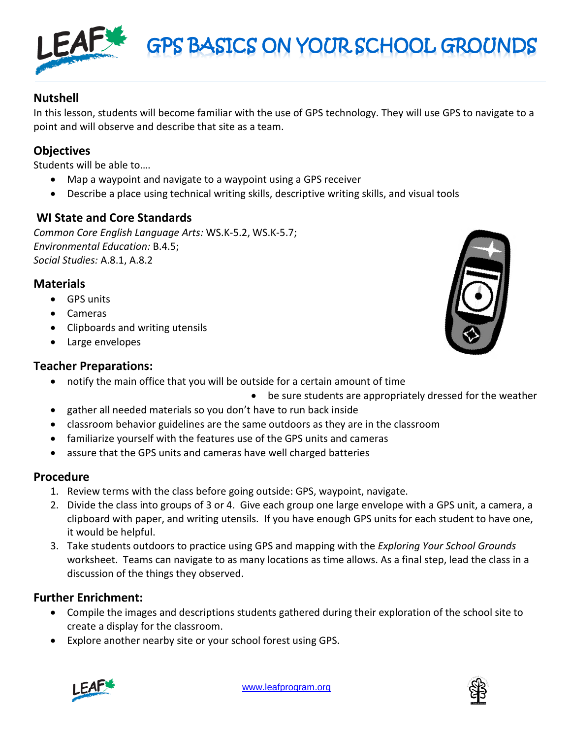# GPS BASICS ON YOUR SCHOOL GROUNDS

## Nutshell

In this lesson, students will become familiar with the use of GPS technology. They will use GPS to navigate to a point and will observe and describe that site as a team.

## Objectives

Students will be able to….

- Map a waypoint and navigate to a waypoint using a GPS receiver
- Describe a place using technical writing skills, descriptive writing skills, and visual tools

## WI State and Core Standards

*Common Core English Language Arts:* WS.K-5.2, WS.K-5.7;
*Environmental Education:* B.4.5;
*Social Studies:* A.8.1, A.8.2

## Materials

- GPS units
- Cameras
- Clipboards and writing utensils
- Large envelopes

## Teacher Preparations:

- notify the main office that you will be outside for a certain amount of time
- be sure students are appropriately dressed for the weather
- gather all needed materials so you don't have to run back inside
- classroom behavior guidelines are the same outdoors as they are in the classroom
- familiarize yourself with the features use of the GPS units and cameras
- assure that the GPS units and cameras have well charged batteries

## Procedure

1. Review terms with the class before going outside: GPS, waypoint, navigate.
2. Divide the class into groups of 3 or 4. Give each group one large envelope with a GPS unit, a camera, a clipboard with paper, and writing utensils. If you have enough GPS units for each student to have one, it would be helpful.
3. Take students outdoors to practice using GPS and mapping with the *Exploring Your School Grounds* worksheet. Teams can navigate to as many locations as time allows. As a final step, lead the class in a discussion of the things they observed.

## Further Enrichment:

- Compile the images and descriptions students gathered during their exploration of the school site to create a display for the classroom.
- Explore another nearby site or your school forest using GPS.

www.leafprogram.org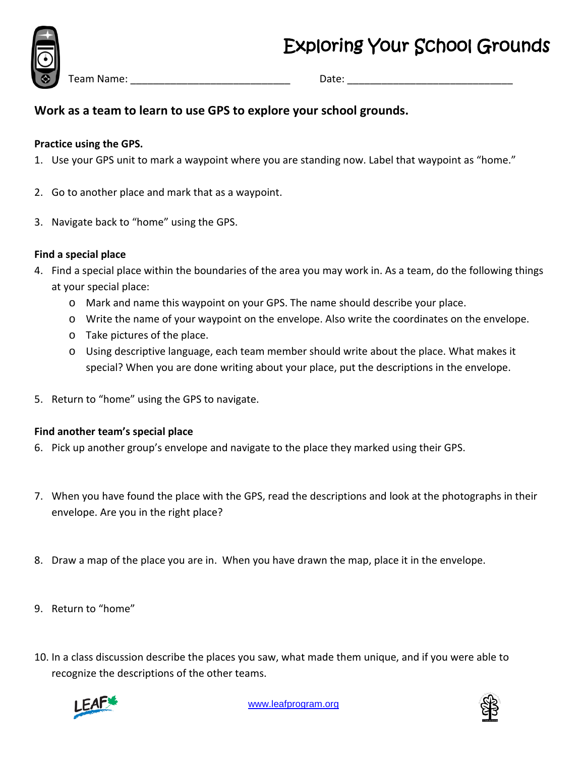# Exploring Your School Grounds

Team Name: ___________________________ Date: _____________________________

## Work as a team to learn to use GPS to explore your school grounds.

**Practice using the GPS.**

1. Use your GPS unit to mark a waypoint where you are standing now. Label that waypoint as "home."

2. Go to another place and mark that as a waypoint.

3. Navigate back to "home" using the GPS.

**Find a special place**

4. Find a special place within the boundaries of the area you may work in. As a team, do the following things at your special place:
    - Mark and name this waypoint on your GPS. The name should describe your place.
    - Write the name of your waypoint on the envelope. Also write the coordinates on the envelope.
    - Take pictures of the place.
    - Using descriptive language, each team member should write about the place. What makes it special? When you are done writing about your place, put the descriptions in the envelope.

5. Return to "home" using the GPS to navigate.

**Find another team's special place**

6. Pick up another group's envelope and navigate to the place they marked using their GPS.

7. When you have found the place with the GPS, read the descriptions and look at the photographs in their envelope. Are you in the right place?

8. Draw a map of the place you are in. When you have drawn the map, place it in the envelope.

9. Return to "home"

10. In a class discussion describe the places you saw, what made them unique, and if you were able to recognize the descriptions of the other teams.

LEAF

www.leafprogram.org